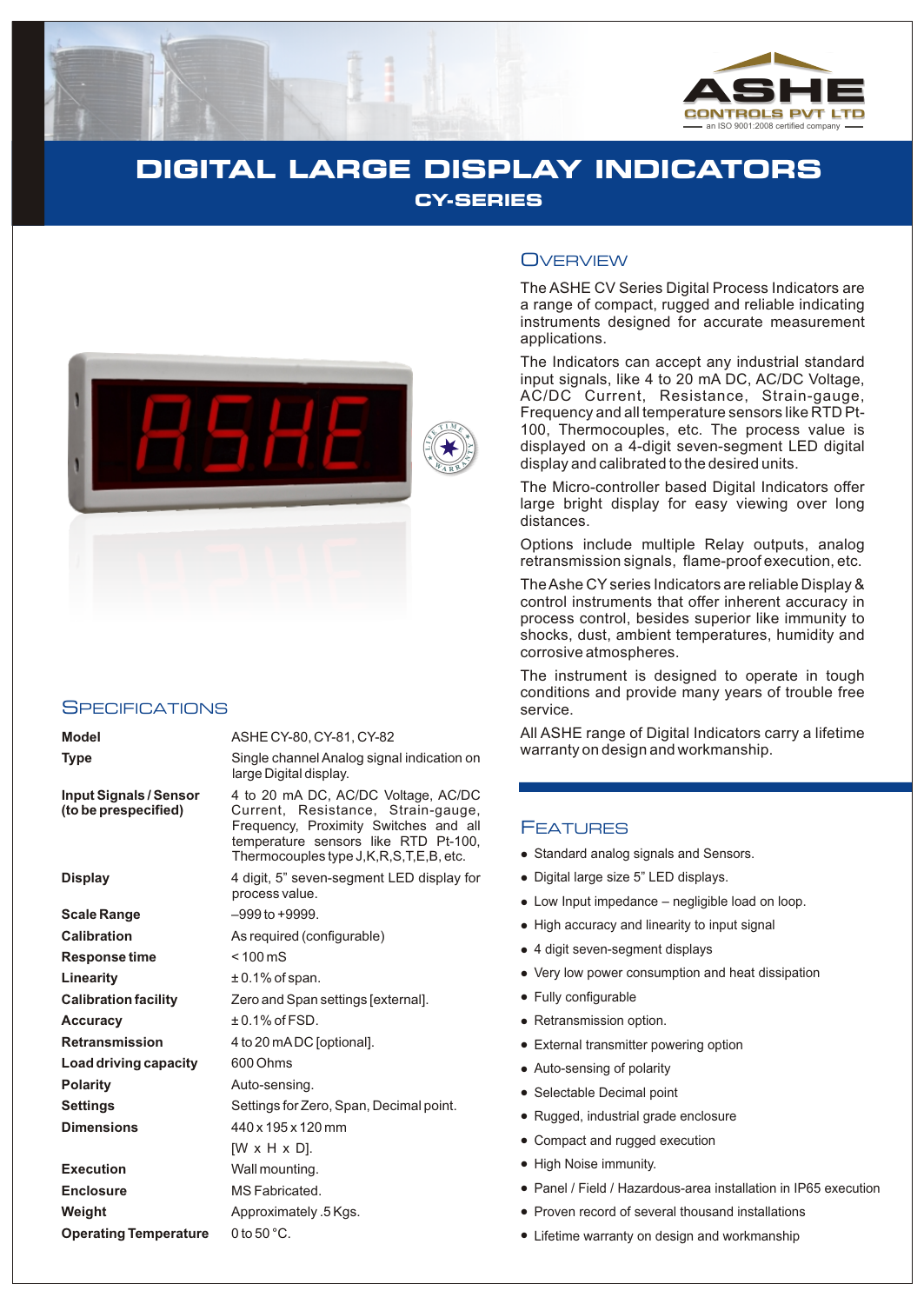ASHE
CONTROLS PVT LTD
an ISO 9001:2008 certified company

# DIGITAL LARGE DISPLAY INDICATORS

## CY-SERIES

## Overview

The ASHE CV Series Digital Process Indicators are a range of compact, rugged and reliable indicating instruments designed for accurate measurement applications.

The Indicators can accept any industrial standard input signals, like 4 to 20 mA DC, AC/DC Voltage, AC/DC Current, Resistance, Strain-gauge, Frequency and all temperature sensors like RTD Pt-100, Thermocouples, etc. The process value is displayed on a 4-digit seven-segment LED digital display and calibrated to the desired units.

The Micro-controller based Digital Indicators offer large bright display for easy viewing over long distances.

Options include multiple Relay outputs, analog retransmission signals, flame-proof execution, etc.

The Ashe CY series Indicators are reliable Display & control instruments that offer inherent accuracy in process control, besides superior like immunity to shocks, dust, ambient temperatures, humidity and corrosive atmospheres.

The instrument is designed to operate in tough conditions and provide many years of trouble free service.

All ASHE range of Digital Indicators carry a lifetime warranty on design and workmanship.

## Specifications

| | |
|---|---|
| **Model** | ASHE CY-80, CY-81, CY-82 |
| **Type** | Single channel Analog signal indication on large Digital display. |
| **Input Signals / Sensor (to be prespecified)** | 4 to 20 mA DC, AC/DC Voltage, AC/DC Current, Resistance, Strain-gauge, Frequency, Proximity Switches and all temperature sensors like RTD Pt-100, Thermocouples type J,K,R,S,T,E,B, etc. |
| **Display** | 4 digit, 5” seven-segment LED display for process value. |
| **Scale Range** | –999 to +9999. |
| **Calibration** | As required (configurable) |
| **Response time** | < 100 mS |
| **Linearity** | ± 0.1% of span. |
| **Calibration facility** | Zero and Span settings [external]. |
| **Accuracy** | ± 0.1% of FSD. |
| **Retransmission** | 4 to 20 mA DC [optional]. |
| **Load driving capacity** | 600 Ohms |
| **Polarity** | Auto-sensing. |
| **Settings** | Settings for Zero, Span, Decimal point. |
| **Dimensions** | 440 x 195 x 120 mm [W x H x D]. |
| **Execution** | Wall mounting. |
| **Enclosure** | MS Fabricated. |
| **Weight** | Approximately .5 Kgs. |
| **Operating Temperature** | 0 to 50 °C. |

## Features

- Standard analog signals and Sensors.
- Digital large size 5” LED displays.
- Low Input impedance – negligible load on loop.
- High accuracy and linearity to input signal
- 4 digit seven-segment displays
- Very low power consumption and heat dissipation
- Fully configurable
- Retransmission option.
- External transmitter powering option
- Auto-sensing of polarity
- Selectable Decimal point
- Rugged, industrial grade enclosure
- Compact and rugged execution
- High Noise immunity.
- Panel / Field / Hazardous-area installation in IP65 execution
- Proven record of several thousand installations
- Lifetime warranty on design and workmanship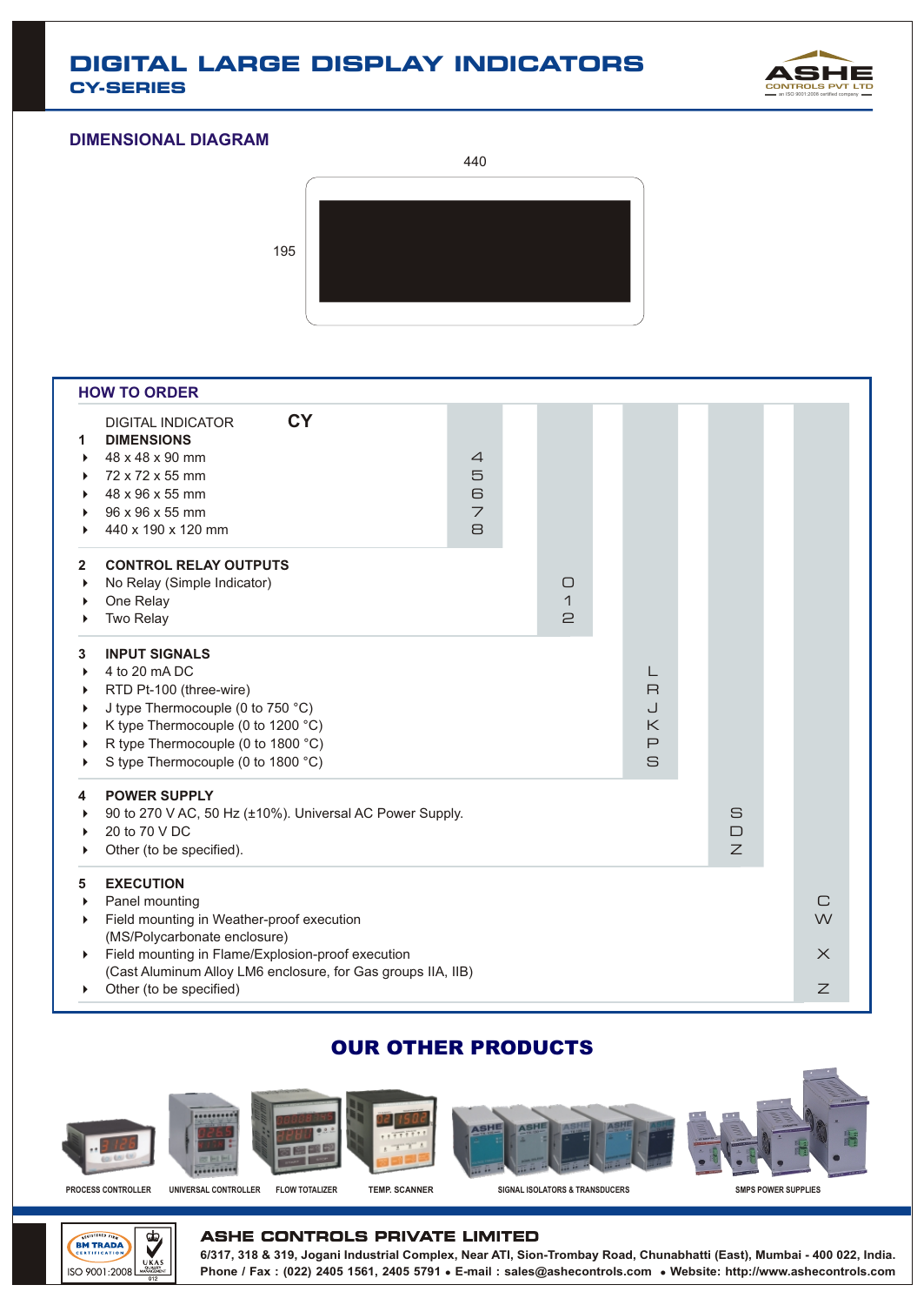# DIGITAL LARGE DISPLAY INDICATORS
## CY-SERIES

### DIMENSIONAL DIAGRAM

440

195

### HOW TO ORDER

DIGITAL INDICATOR **CY**

| | | Code |
|---|---|---|
| **1** | **DIMENSIONS** | |
| | 48 x 48 x 90 mm | 4 |
| | 72 x 72 x 55 mm | 5 |
| | 48 x 96 x 55 mm | 6 |
| | 96 x 96 x 55 mm | 7 |
| | 440 x 190 x 120 mm | 8 |
| **2** | **CONTROL RELAY OUTPUTS** | |
| | No Relay (Simple Indicator) | 0 |
| | One Relay | 1 |
| | Two Relay | 2 |
| **3** | **INPUT SIGNALS** | |
| | 4 to 20 mA DC | L |
| | RTD Pt-100 (three-wire) | R |
| | J type Thermocouple (0 to 750 °C) | J |
| | K type Thermocouple (0 to 1200 °C) | K |
| | R type Thermocouple (0 to 1800 °C) | P |
| | S type Thermocouple (0 to 1800 °C) | S |
| **4** | **POWER SUPPLY** | |
| | 90 to 270 V AC, 50 Hz (±10%). Universal AC Power Supply. | S |
| | 20 to 70 V DC | D |
| | Other (to be specified). | Z |
| **5** | **EXECUTION** | |
| | Panel mounting | C |
| | Field mounting in Weather-proof execution (MS/Polycarbonate enclosure) | W |
| | Field mounting in Flame/Explosion-proof execution (Cast Aluminum Alloy LM6 enclosure, for Gas groups IIA, IIB) | X |
| | Other (to be specified) | Z |

## OUR OTHER PRODUCTS

PROCESS CONTROLLER

UNIVERSAL CONTROLLER

FLOW TOTALIZER

TEMP. SCANNER

SIGNAL ISOLATORS & TRANSDUCERS

SMPS POWER SUPPLIES

ISO 9001:2008

**ASHE CONTROLS PRIVATE LIMITED**

**6/317, 318 & 319, Jogani Industrial Complex, Near ATI, Sion-Trombay Road, Chunabhatti (East), Mumbai - 400 022, India.**

**Phone / Fax : (022) 2405 1561, 2405 5791 • E-mail : sales@ashecontrols.com • Website: http://www.ashecontrols.com**